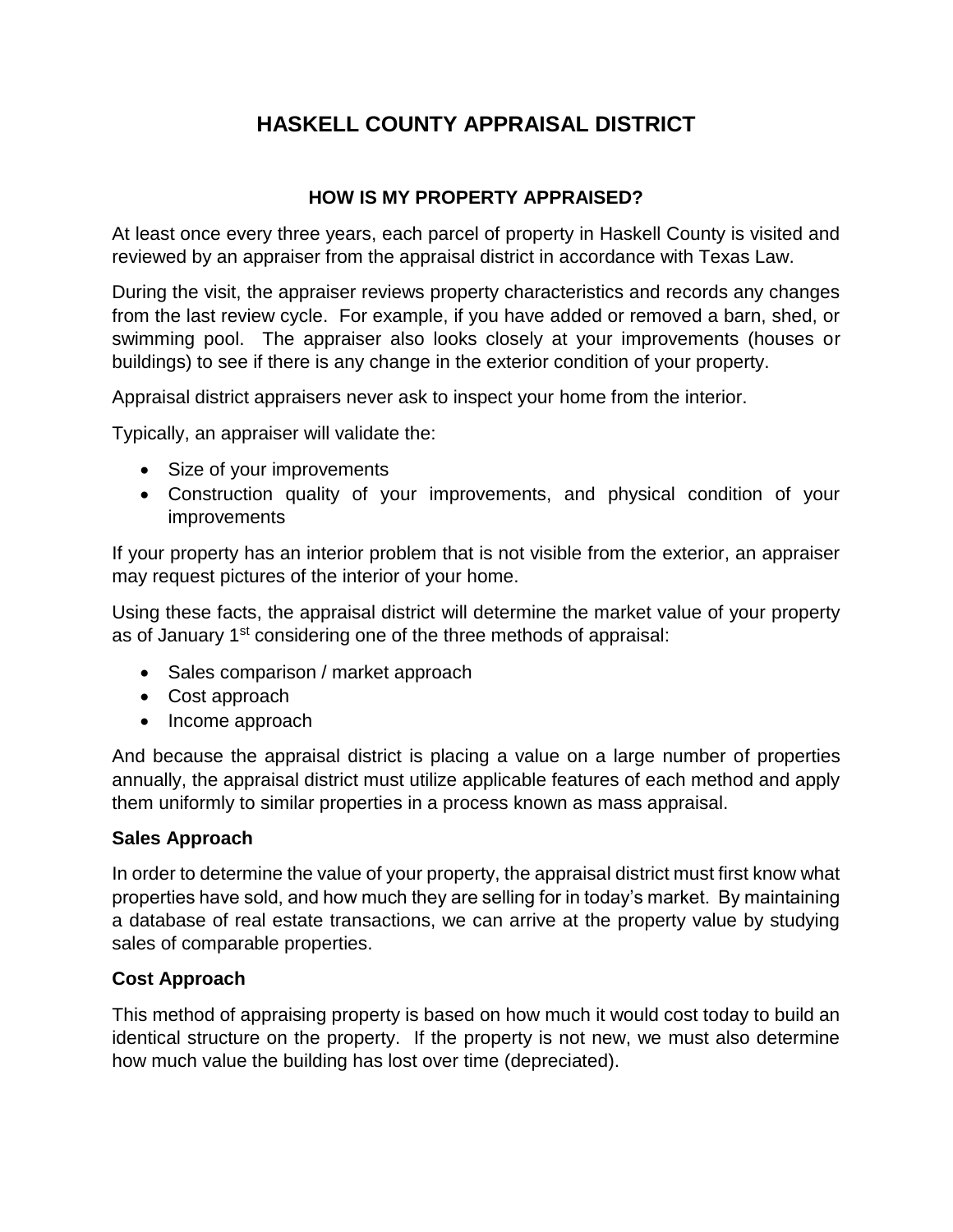# HASKELL COUNTY APPRAISAL DISTRICT

## HOW IS MY PROPERTY APPRAISED?

At least once every three years, each parcel of property in Haskell County is visited and reviewed by an appraiser from the appraisal district in accordance with Texas Law.

During the visit, the appraiser reviews property characteristics and records any changes from the last review cycle. For example, if you have added or removed a barn, shed, or swimming pool. The appraiser also looks closely at your improvements (houses or buildings) to see if there is any change in the exterior condition of your property.

Appraisal district appraisers never ask to inspect your home from the interior.

Typically, an appraiser will validate the:

- Size of your improvements
- Construction quality of your improvements, and physical condition of your improvements

If your property has an interior problem that is not visible from the exterior, an appraiser may request pictures of the interior of your home.

Using these facts, the appraisal district will determine the market value of your property as of January 1st considering one of the three methods of appraisal:

- Sales comparison / market approach
- Cost approach
- Income approach

And because the appraisal district is placing a value on a large number of properties annually, the appraisal district must utilize applicable features of each method and apply them uniformly to similar properties in a process known as mass appraisal.

### Sales Approach

In order to determine the value of your property, the appraisal district must first know what properties have sold, and how much they are selling for in today's market. By maintaining a database of real estate transactions, we can arrive at the property value by studying sales of comparable properties.

### Cost Approach

This method of appraising property is based on how much it would cost today to build an identical structure on the property. If the property is not new, we must also determine how much value the building has lost over time (depreciated).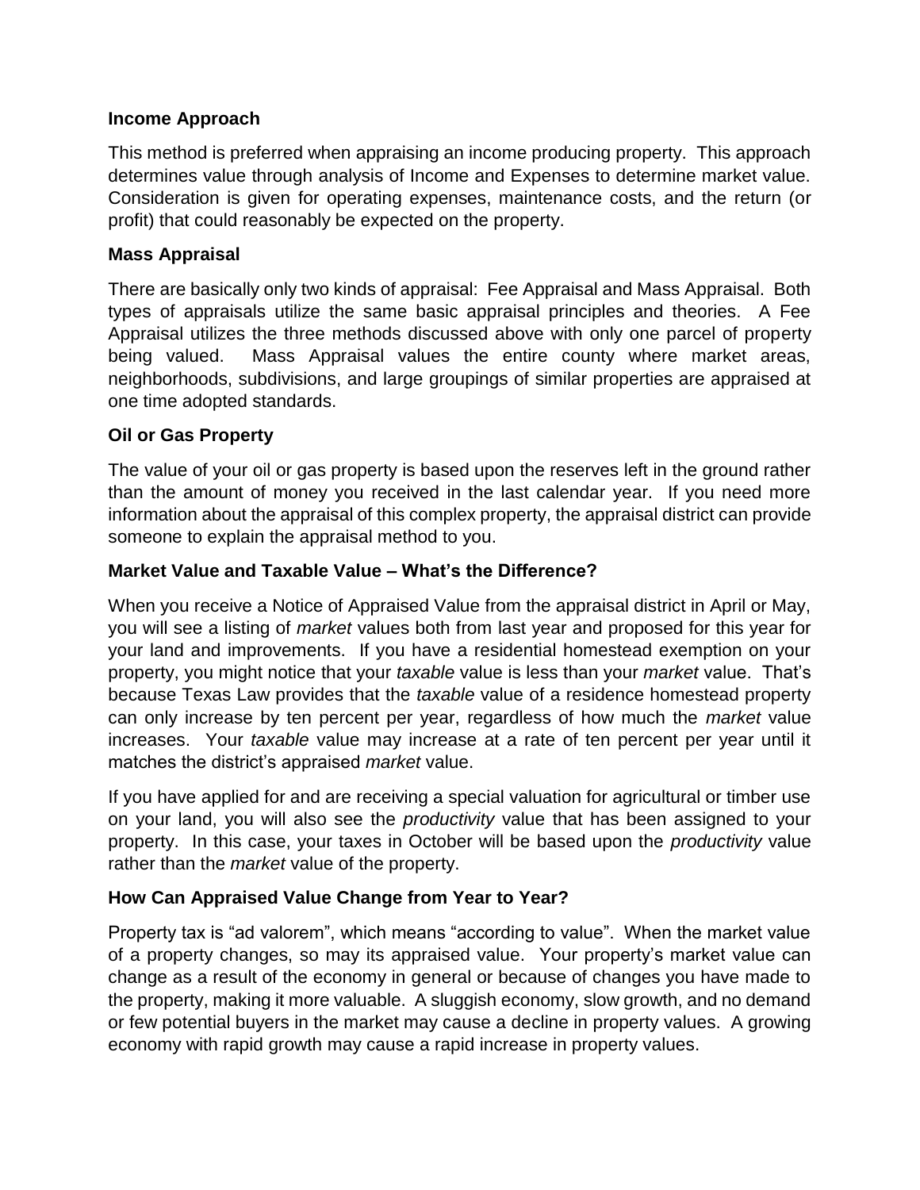**Income Approach**

This method is preferred when appraising an income producing property. This approach determines value through analysis of Income and Expenses to determine market value. Consideration is given for operating expenses, maintenance costs, and the return (or profit) that could reasonably be expected on the property.

**Mass Appraisal**

There are basically only two kinds of appraisal: Fee Appraisal and Mass Appraisal. Both types of appraisals utilize the same basic appraisal principles and theories. A Fee Appraisal utilizes the three methods discussed above with only one parcel of property being valued. Mass Appraisal values the entire county where market areas, neighborhoods, subdivisions, and large groupings of similar properties are appraised at one time adopted standards.

**Oil or Gas Property**

The value of your oil or gas property is based upon the reserves left in the ground rather than the amount of money you received in the last calendar year. If you need more information about the appraisal of this complex property, the appraisal district can provide someone to explain the appraisal method to you.

**Market Value and Taxable Value – What's the Difference?**

When you receive a Notice of Appraised Value from the appraisal district in April or May, you will see a listing of *market* values both from last year and proposed for this year for your land and improvements. If you have a residential homestead exemption on your property, you might notice that your *taxable* value is less than your *market* value. That's because Texas Law provides that the *taxable* value of a residence homestead property can only increase by ten percent per year, regardless of how much the *market* value increases. Your *taxable* value may increase at a rate of ten percent per year until it matches the district's appraised *market* value.

If you have applied for and are receiving a special valuation for agricultural or timber use on your land, you will also see the *productivity* value that has been assigned to your property. In this case, your taxes in October will be based upon the *productivity* value rather than the *market* value of the property.

**How Can Appraised Value Change from Year to Year?**

Property tax is "ad valorem", which means "according to value". When the market value of a property changes, so may its appraised value. Your property's market value can change as a result of the economy in general or because of changes you have made to the property, making it more valuable. A sluggish economy, slow growth, and no demand or few potential buyers in the market may cause a decline in property values. A growing economy with rapid growth may cause a rapid increase in property values.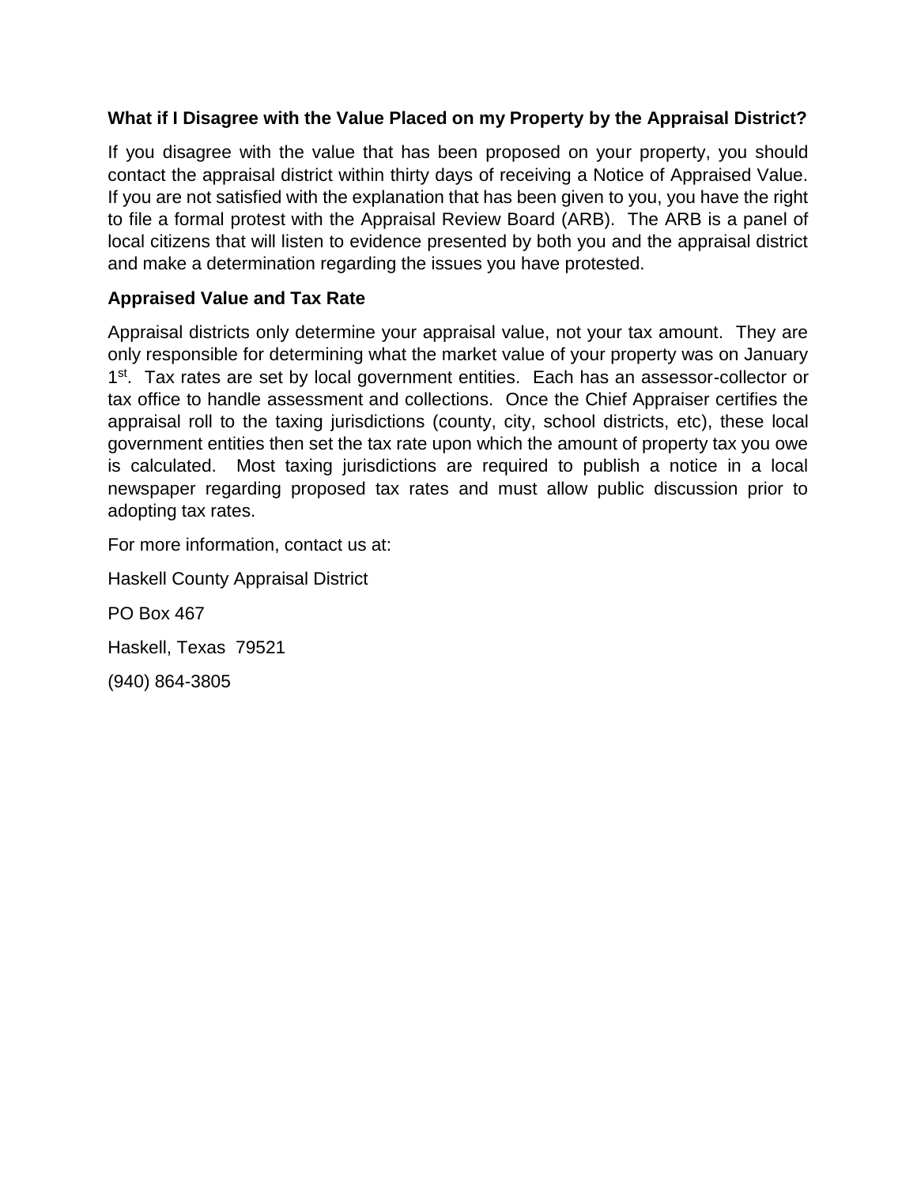### What if I Disagree with the Value Placed on my Property by the Appraisal District?

If you disagree with the value that has been proposed on your property, you should contact the appraisal district within thirty days of receiving a Notice of Appraised Value. If you are not satisfied with the explanation that has been given to you, you have the right to file a formal protest with the Appraisal Review Board (ARB). The ARB is a panel of local citizens that will listen to evidence presented by both you and the appraisal district and make a determination regarding the issues you have protested.

### Appraised Value and Tax Rate

Appraisal districts only determine your appraisal value, not your tax amount. They are only responsible for determining what the market value of your property was on January 1st. Tax rates are set by local government entities. Each has an assessor-collector or tax office to handle assessment and collections. Once the Chief Appraiser certifies the appraisal roll to the taxing jurisdictions (county, city, school districts, etc), these local government entities then set the tax rate upon which the amount of property tax you owe is calculated. Most taxing jurisdictions are required to publish a notice in a local newspaper regarding proposed tax rates and must allow public discussion prior to adopting tax rates.

For more information, contact us at:

Haskell County Appraisal District

PO Box 467

Haskell, Texas 79521

(940) 864-3805